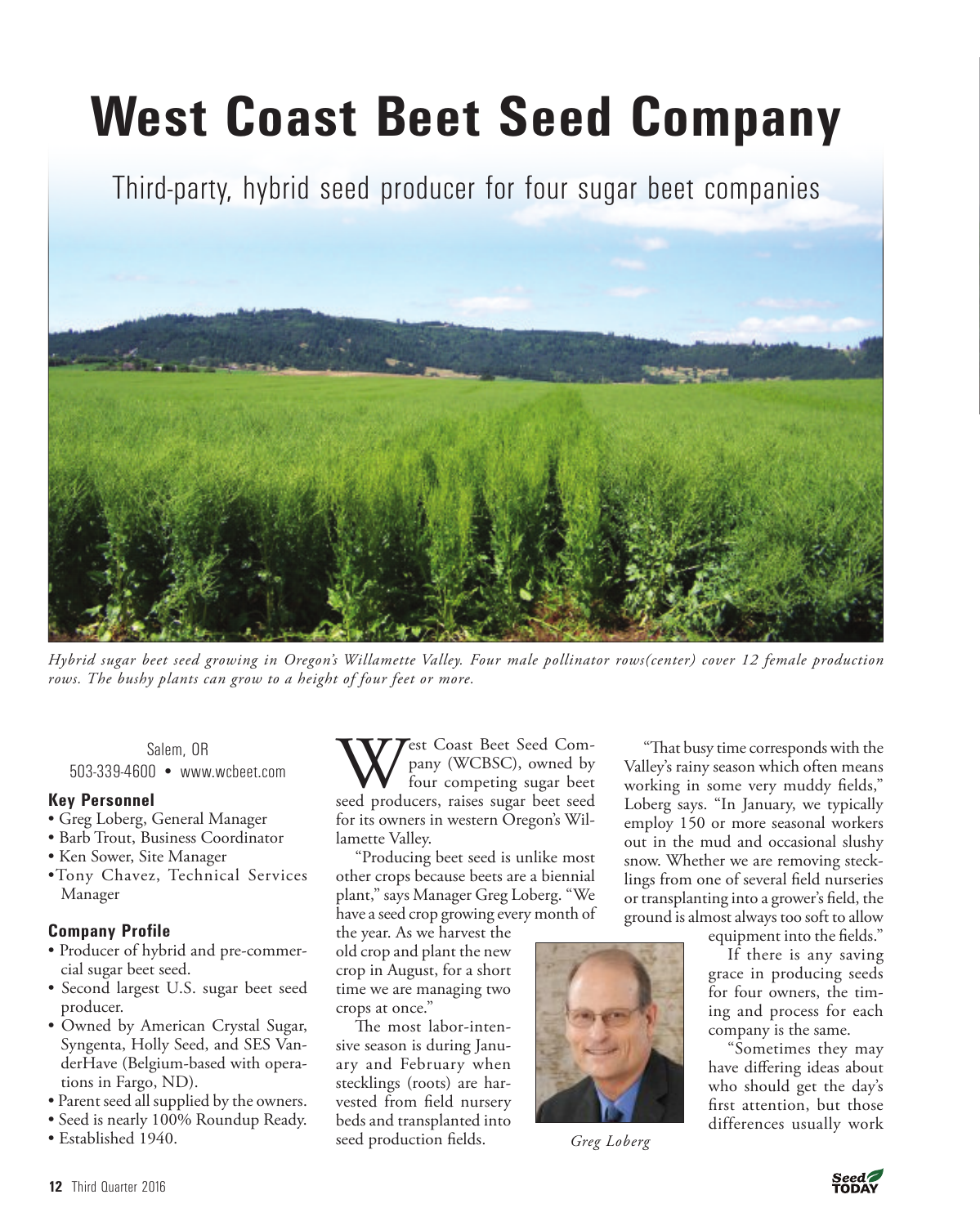# West Coast Beet Seed Company

## Third-party, hybrid seed producer for four sugar beet companies

*Hybrid sugar beet seed growing in Oregon's Willamette Valley. Four male pollinator rows(center) cover 12 female production rows. The bushy plants can grow to a height of four feet or more.*

Salem, OR
503-339-4600 • www.wcbeet.com

### Key Personnel

- Greg Loberg, General Manager
- Barb Trout, Business Coordinator
- Ken Sower, Site Manager
- Tony Chavez, Technical Services Manager

### Company Profile

- Producer of hybrid and pre-commercial sugar beet seed.
- Second largest U.S. sugar beet seed producer.
- Owned by American Crystal Sugar, Syngenta, Holly Seed, and SES VanderHave (Belgium-based with operations in Fargo, ND).
- Parent seed all supplied by the owners.
- Seed is nearly 100% Roundup Ready.
- Established 1940.

West Coast Beet Seed Company (WCBSC), owned by four competing sugar beet seed producers, raises sugar beet seed for its owners in western Oregon's Willamette Valley.

"Producing beet seed is unlike most other crops because beets are a biennial plant," says Manager Greg Loberg. "We have a seed crop growing every month of the year. As we harvest the old crop and plant the new crop in August, for a short time we are managing two crops at once."

The most labor-intensive season is during January and February when stecklings (roots) are harvested from field nursery beds and transplanted into seed production fields.

*Greg Loberg*

"That busy time corresponds with the Valley's rainy season which often means working in some very muddy fields," Loberg says. "In January, we typically employ 150 or more seasonal workers out in the mud and occasional slushy snow. Whether we are removing stecklings from one of several field nurseries or transplanting into a grower's field, the ground is almost always too soft to allow equipment into the fields."

If there is any saving grace in producing seeds for four owners, the timing and process for each company is the same.

"Sometimes they may have differing ideas about who should get the day's first attention, but those differences usually work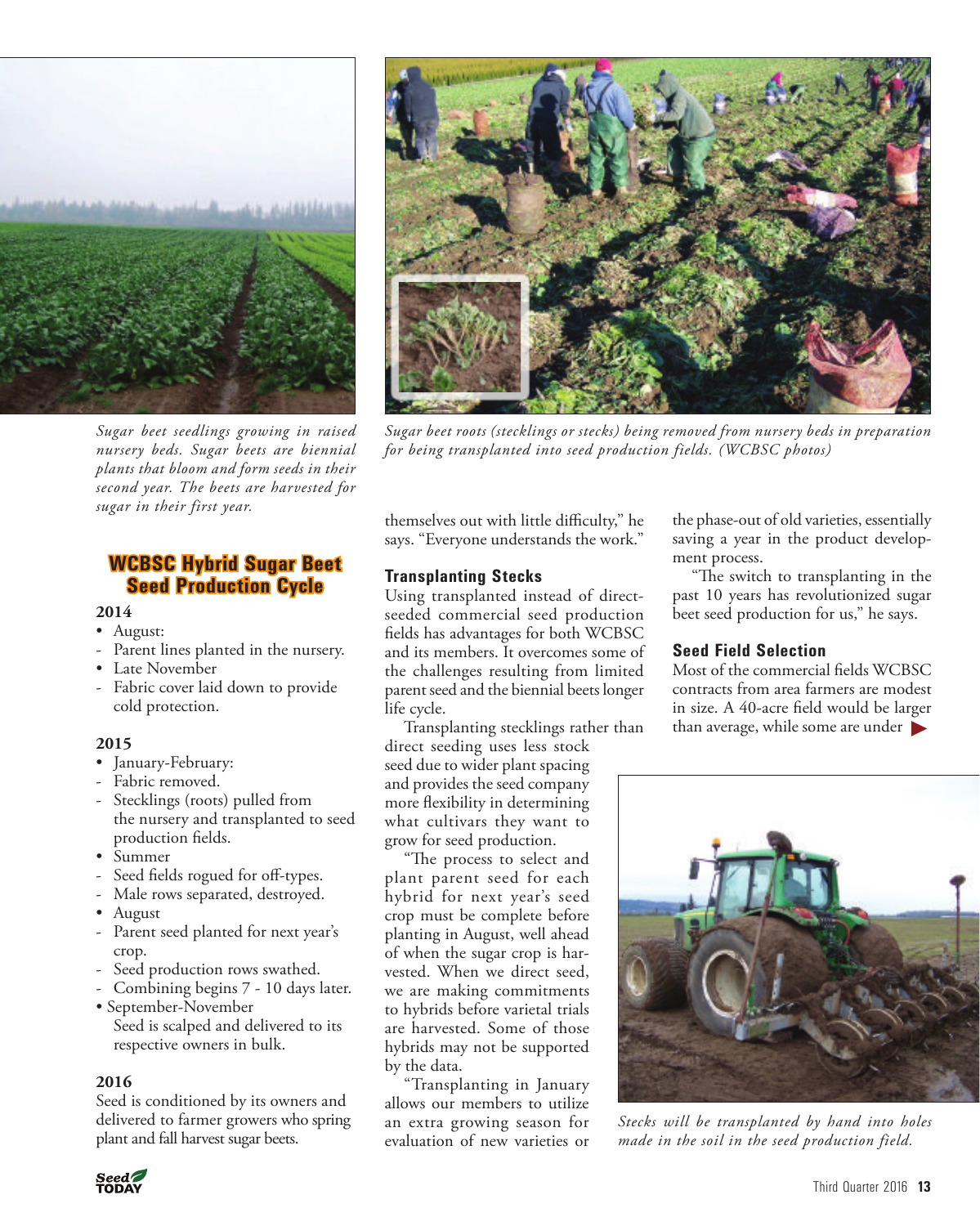*Sugar beet seedlings growing in raised nursery beds. Sugar beets are biennial plants that bloom and form seeds in their second year. The beets are harvested for sugar in their first year.*

*Sugar beet roots (stecklings or stecks) being removed from nursery beds in preparation for being transplanted into seed production fields. (WCBSC photos)*

## WCBSC Hybrid Sugar Beet Seed Production Cycle

**2014**

- August:
  - Parent lines planted in the nursery.
- Late November
  - Fabric cover laid down to provide cold protection.

**2015**

- January-February:
  - Fabric removed.
  - Stecklings (roots) pulled from the nursery and transplanted to seed production fields.
- Summer
  - Seed fields rogued for off-types.
  - Male rows separated, destroyed.
- August
  - Parent seed planted for next year's crop.
  - Seed production rows swathed.
  - Combining begins 7 - 10 days later.
- September-November
  Seed is scalped and delivered to its respective owners in bulk.

**2016**

Seed is conditioned by its owners and delivered to farmer growers who spring plant and fall harvest sugar beets.

themselves out with little difficulty," he says. "Everyone understands the work."

### Transplanting Stecks

Using transplanted instead of direct-seeded commercial seed production fields has advantages for both WCBSC and its members. It overcomes some of the challenges resulting from limited parent seed and the biennial beets longer life cycle.

Transplanting stecklings rather than direct seeding uses less stock seed due to wider plant spacing and provides the seed company more flexibility in determining what cultivars they want to grow for seed production.

"The process to select and plant parent seed for each hybrid for next year's seed crop must be complete before planting in August, well ahead of when the sugar crop is harvested. When we direct seed, we are making commitments to hybrids before varietal trials are harvested. Some of those hybrids may not be supported by the data.

"Transplanting in January allows our members to utilize an extra growing season for evaluation of new varieties or the phase-out of old varieties, essentially saving a year in the product development process.

"The switch to transplanting in the past 10 years has revolutionized sugar beet seed production for us," he says.

### Seed Field Selection

Most of the commercial fields WCBSC contracts from area farmers are modest in size. A 40-acre field would be larger than average, while some are under ▶

*Stecks will be transplanted by hand into holes made in the soil in the seed production field.*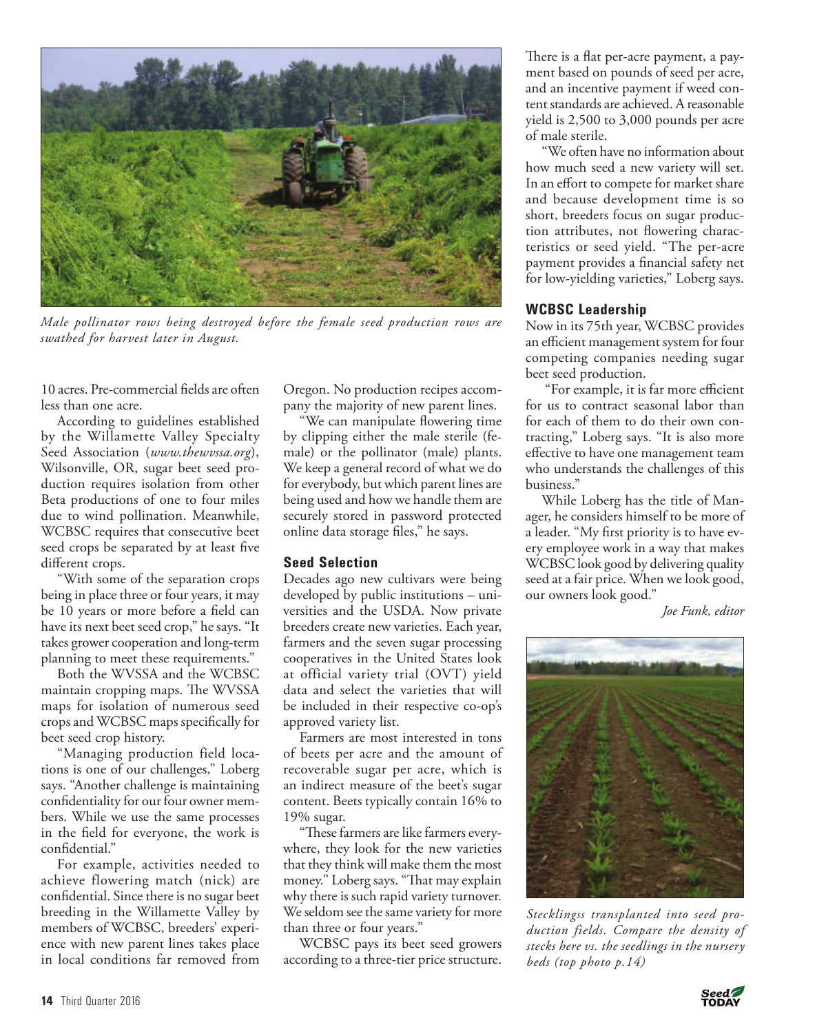*Male pollinator rows being destroyed before the female seed production rows are swathed for harvest later in August.*

10 acres. Pre-commercial fields are often less than one acre.

According to guidelines established by the Willamette Valley Specialty Seed Association (*www.thewvssa.org*), Wilsonville, OR, sugar beet seed production requires isolation from other Beta productions of one to four miles due to wind pollination. Meanwhile, WCBSC requires that consecutive beet seed crops be separated by at least five different crops.

"With some of the separation crops being in place three or four years, it may be 10 years or more before a field can have its next beet seed crop," he says. "It takes grower cooperation and long-term planning to meet these requirements."

Both the WVSSA and the WCBSC maintain cropping maps. The WVSSA maps for isolation of numerous seed crops and WCBSC maps specifically for beet seed crop history.

"Managing production field locations is one of our challenges," Loberg says. "Another challenge is maintaining confidentiality for our four owner members. While we use the same processes in the field for everyone, the work is confidential."

For example, activities needed to achieve flowering match (nick) are confidential. Since there is no sugar beet breeding in the Willamette Valley by members of WCBSC, breeders' experience with new parent lines takes place in local conditions far removed from Oregon. No production recipes accompany the majority of new parent lines.

"We can manipulate flowering time by clipping either the male sterile (female) or the pollinator (male) plants. We keep a general record of what we do for everybody, but which parent lines are being used and how we handle them are securely stored in password protected online data storage files," he says.

### Seed Selection

Decades ago new cultivars were being developed by public institutions – universities and the USDA. Now private breeders create new varieties. Each year, farmers and the seven sugar processing cooperatives in the United States look at official variety trial (OVT) yield data and select the varieties that will be included in their respective co-op's approved variety list.

Farmers are most interested in tons of beets per acre and the amount of recoverable sugar per acre, which is an indirect measure of the beet's sugar content. Beets typically contain 16% to 19% sugar.

"These farmers are like farmers everywhere, they look for the new varieties that they think will make them the most money." Loberg says. "That may explain why there is such rapid variety turnover. We seldom see the same variety for more than three or four years."

WCBSC pays its beet seed growers according to a three-tier price structure. There is a flat per-acre payment, a payment based on pounds of seed per acre, and an incentive payment if weed content standards are achieved. A reasonable yield is 2,500 to 3,000 pounds per acre of male sterile.

"We often have no information about how much seed a new variety will set. In an effort to compete for market share and because development time is so short, breeders focus on sugar production attributes, not flowering characteristics or seed yield. "The per-acre payment provides a financial safety net for low-yielding varieties," Loberg says.

### WCBSC Leadership

Now in its 75th year, WCBSC provides an efficient management system for four competing companies needing sugar beet seed production.

"For example, it is far more efficient for us to contract seasonal labor than for each of them to do their own contracting," Loberg says. "It is also more effective to have one management team who understands the challenges of this business."

While Loberg has the title of Manager, he considers himself to be more of a leader. "My first priority is to have every employee work in a way that makes WCBSC look good by delivering quality seed at a fair price. When we look good, our owners look good."

*Joe Funk, editor*

*Stecklingss transplanted into seed production fields. Compare the density of stecks here vs. the seedlings in the nursery beds (top photo p.14)*